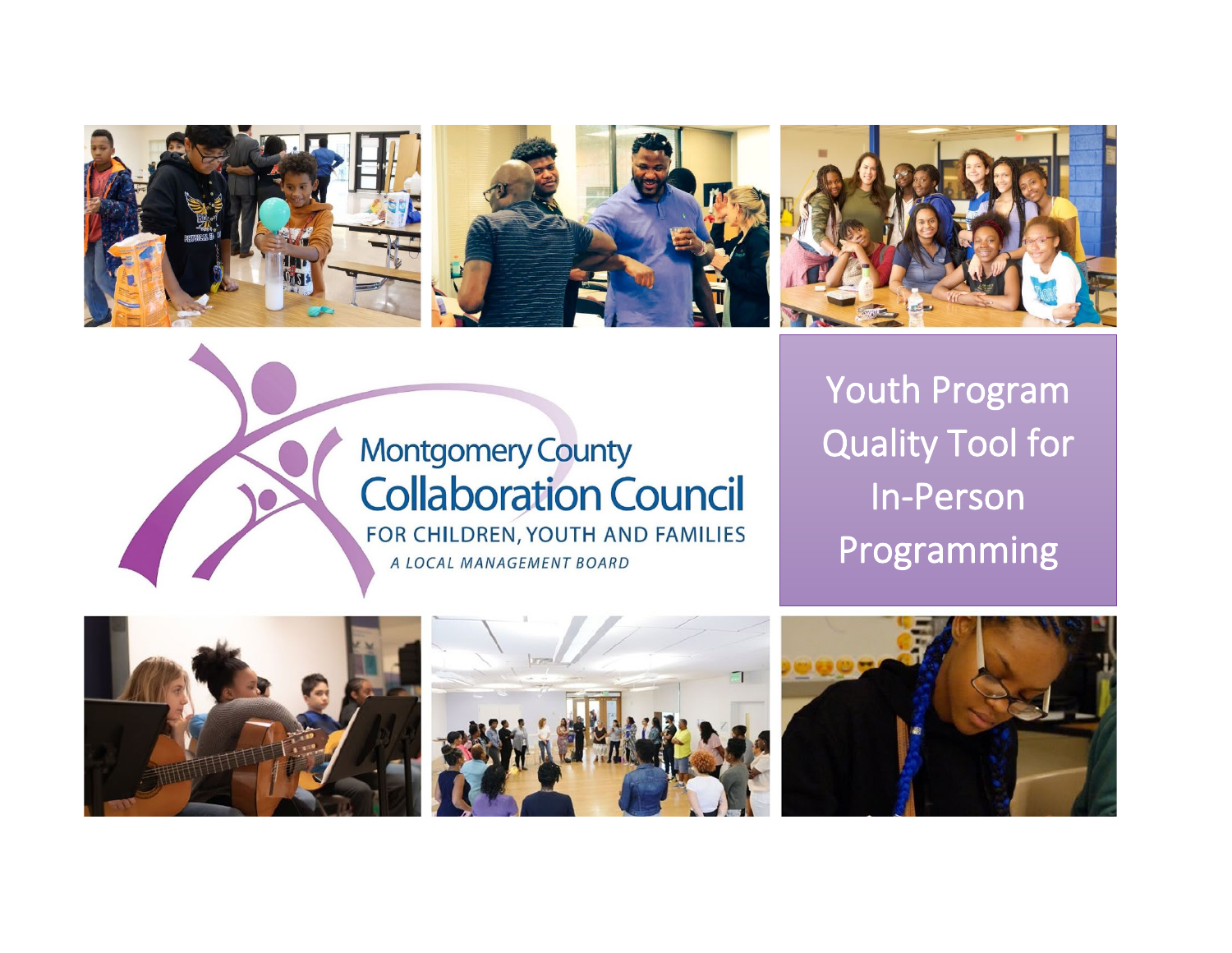Montgomery County
Collaboration Council
FOR CHILDREN, YOUTH AND FAMILIES
*A LOCAL MANAGEMENT BOARD*

# Youth Program Quality Tool for In-Person Programming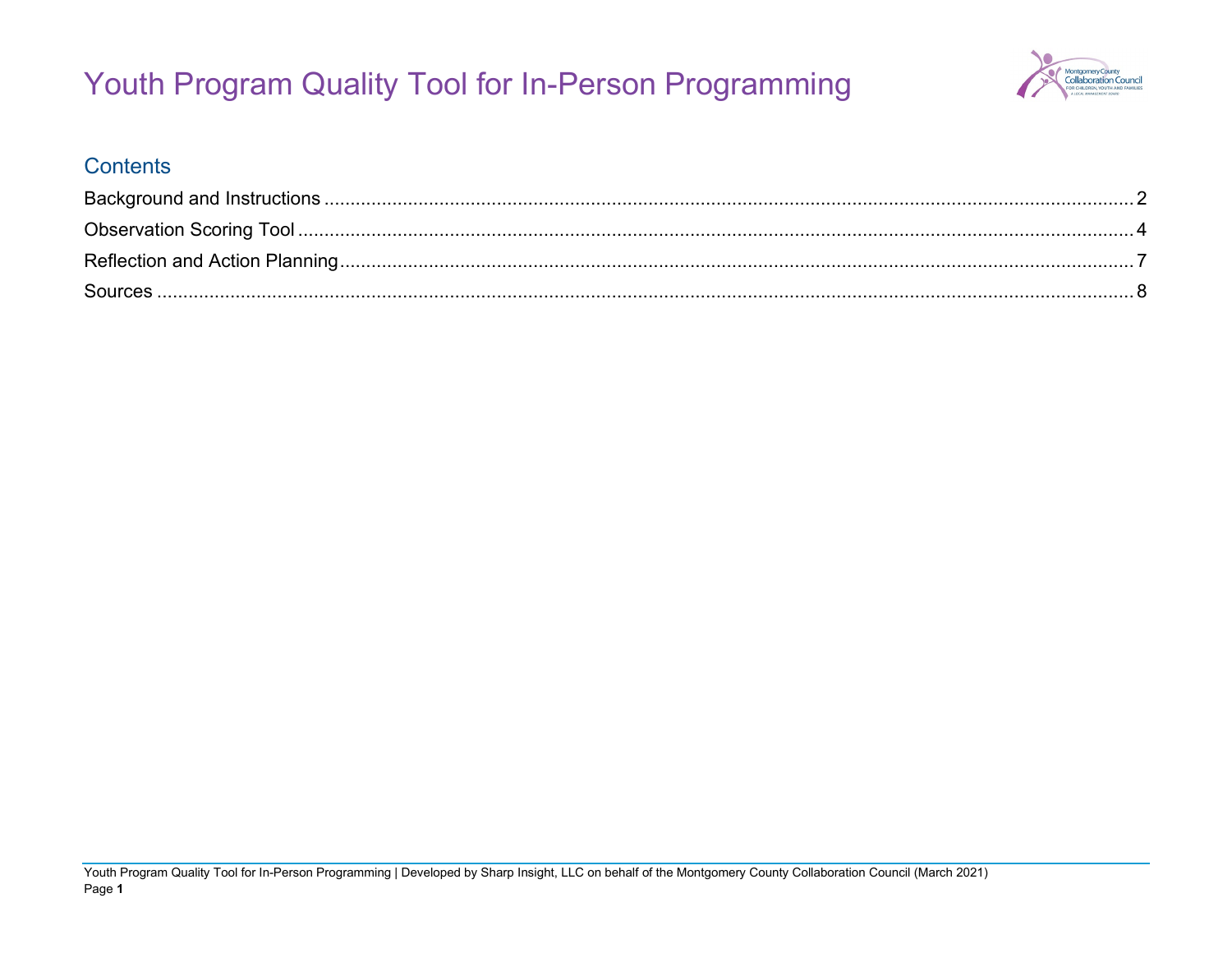# Youth Program Quality Tool for In-Person Programming

## Contents

Background and Instructions ........................................................................................................................................ 2
Observation Scoring Tool ............................................................................................................................................... 4
Reflection and Action Planning...................................................................................................................................... 7
Sources ........................................................................................................................................................................... 8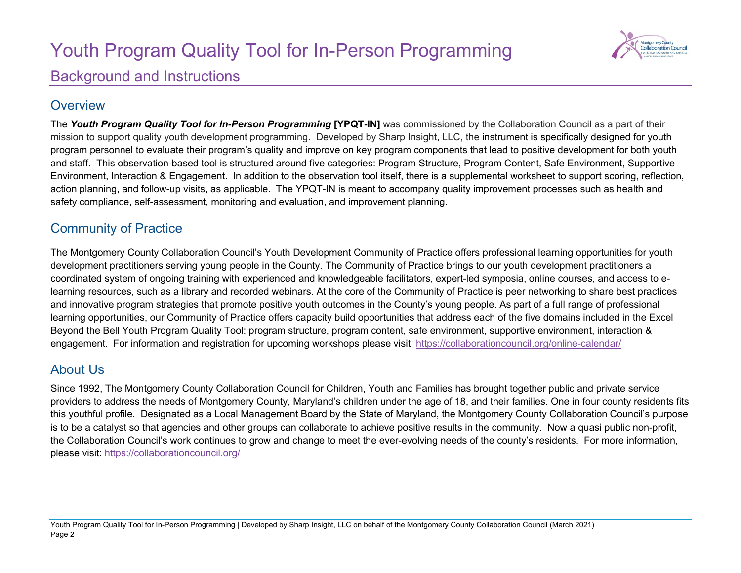# Youth Program Quality Tool for In-Person Programming

## Background and Instructions

### Overview

The ***Youth Program Quality Tool for In-Person Programming* [YPQT-IN]** was commissioned by the Collaboration Council as a part of their mission to support quality youth development programming. Developed by Sharp Insight, LLC, the instrument is specifically designed for youth program personnel to evaluate their program's quality and improve on key program components that lead to positive development for both youth and staff. This observation-based tool is structured around five categories: Program Structure, Program Content, Safe Environment, Supportive Environment, Interaction & Engagement. In addition to the observation tool itself, there is a supplemental worksheet to support scoring, reflection, action planning, and follow-up visits, as applicable. The YPQT-IN is meant to accompany quality improvement processes such as health and safety compliance, self-assessment, monitoring and evaluation, and improvement planning.

### Community of Practice

The Montgomery County Collaboration Council's Youth Development Community of Practice offers professional learning opportunities for youth development practitioners serving young people in the County. The Community of Practice brings to our youth development practitioners a coordinated system of ongoing training with experienced and knowledgeable facilitators, expert-led symposia, online courses, and access to e-learning resources, such as a library and recorded webinars. At the core of the Community of Practice is peer networking to share best practices and innovative program strategies that promote positive youth outcomes in the County's young people. As part of a full range of professional learning opportunities, our Community of Practice offers capacity build opportunities that address each of the five domains included in the Excel Beyond the Bell Youth Program Quality Tool: program structure, program content, safe environment, supportive environment, interaction & engagement. For information and registration for upcoming workshops please visit: https://collaborationcouncil.org/online-calendar/

### About Us

Since 1992, The Montgomery County Collaboration Council for Children, Youth and Families has brought together public and private service providers to address the needs of Montgomery County, Maryland's children under the age of 18, and their families. One in four county residents fits this youthful profile. Designated as a Local Management Board by the State of Maryland, the Montgomery County Collaboration Council's purpose is to be a catalyst so that agencies and other groups can collaborate to achieve positive results in the community. Now a quasi public non-profit, the Collaboration Council's work continues to grow and change to meet the ever-evolving needs of the county's residents. For more information, please visit: https://collaborationcouncil.org/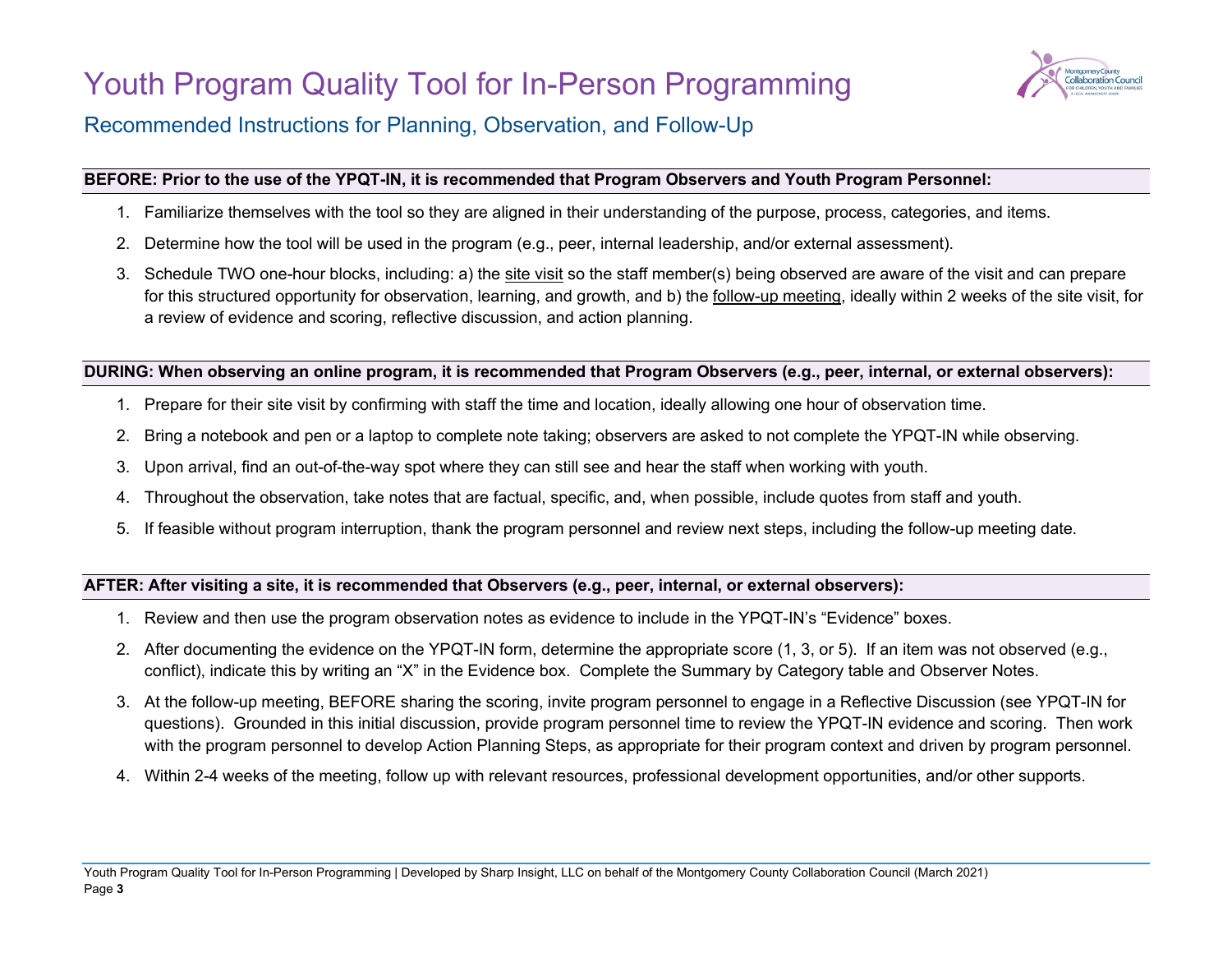# Youth Program Quality Tool for In-Person Programming

## Recommended Instructions for Planning, Observation, and Follow-Up

**BEFORE: Prior to the use of the YPQT-IN, it is recommended that Program Observers and Youth Program Personnel:**

1. Familiarize themselves with the tool so they are aligned in their understanding of the purpose, process, categories, and items.
2. Determine how the tool will be used in the program (e.g., peer, internal leadership, and/or external assessment).
3. Schedule TWO one-hour blocks, including: a) the site visit so the staff member(s) being observed are aware of the visit and can prepare for this structured opportunity for observation, learning, and growth, and b) the follow-up meeting, ideally within 2 weeks of the site visit, for a review of evidence and scoring, reflective discussion, and action planning.

**DURING: When observing an online program, it is recommended that Program Observers (e.g., peer, internal, or external observers):**

1. Prepare for their site visit by confirming with staff the time and location, ideally allowing one hour of observation time.
2. Bring a notebook and pen or a laptop to complete note taking; observers are asked to not complete the YPQT-IN while observing.
3. Upon arrival, find an out-of-the-way spot where they can still see and hear the staff when working with youth.
4. Throughout the observation, take notes that are factual, specific, and, when possible, include quotes from staff and youth.
5. If feasible without program interruption, thank the program personnel and review next steps, including the follow-up meeting date.

**AFTER: After visiting a site, it is recommended that Observers (e.g., peer, internal, or external observers):**

1. Review and then use the program observation notes as evidence to include in the YPQT-IN's "Evidence" boxes.
2. After documenting the evidence on the YPQT-IN form, determine the appropriate score (1, 3, or 5). If an item was not observed (e.g., conflict), indicate this by writing an "X" in the Evidence box. Complete the Summary by Category table and Observer Notes.
3. At the follow-up meeting, BEFORE sharing the scoring, invite program personnel to engage in a Reflective Discussion (see YPQT-IN for questions). Grounded in this initial discussion, provide program personnel time to review the YPQT-IN evidence and scoring. Then work with the program personnel to develop Action Planning Steps, as appropriate for their program context and driven by program personnel.
4. Within 2-4 weeks of the meeting, follow up with relevant resources, professional development opportunities, and/or other supports.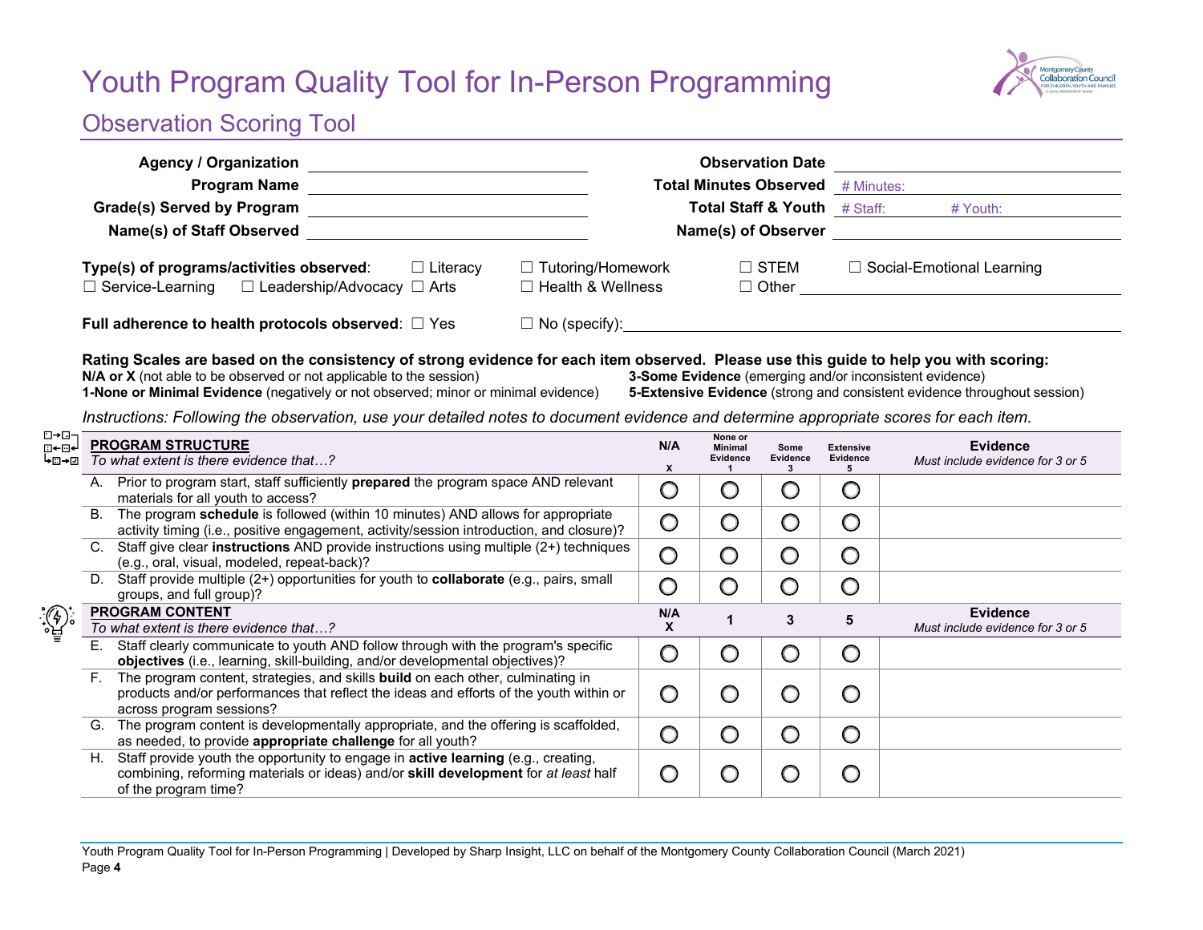# Youth Program Quality Tool for In-Person Programming

## Observation Scoring Tool

| | | | |
|---|---|---|---|
| **Agency / Organization** | | **Observation Date** | |
| **Program Name** | | **Total Minutes Observed** | # Minutes: |
| **Grade(s) Served by Program** | | **Total Staff & Youth** | # Staff: # Youth: |
| **Name(s) of Staff Observed** | | **Name(s) of Observer** | |

**Type(s) of programs/activities observed**: ☐ Literacy ☐ Tutoring/Homework ☐ STEM ☐ Social-Emotional Learning ☐ Service-Learning ☐ Leadership/Advocacy ☐ Arts ☐ Health & Wellness ☐ Other ______

**Full adherence to health protocols observed**: ☐ Yes ☐ No (specify): ______

**Rating Scales are based on the consistency of strong evidence for each item observed. Please use this guide to help you with scoring:**

**N/A or X** (not able to be observed or not applicable to the session)
**1-None or Minimal Evidence** (negatively or not observed; minor or minimal evidence)
**3-Some Evidence** (emerging and/or inconsistent evidence)
**5-Extensive Evidence** (strong and consistent evidence throughout session)

*Instructions: Following the observation, use your detailed notes to document evidence and determine appropriate scores for each item.*

| **PROGRAM STRUCTURE** *To what extent is there evidence that…?* | N/A X | None or Minimal Evidence 1 | Some Evidence 3 | Extensive Evidence 5 | **Evidence** *Must include evidence for 3 or 5* |
|---|---|---|---|---|---|
| A. Prior to program start, staff sufficiently **prepared** the program space AND relevant materials for all youth to access? | ◯ | ◯ | ◯ | ◯ | |
| B. The program **schedule** is followed (within 10 minutes) AND allows for appropriate activity timing (i.e., positive engagement, activity/session introduction, and closure)? | ◯ | ◯ | ◯ | ◯ | |
| C. Staff give clear **instructions** AND provide instructions using multiple (2+) techniques (e.g., oral, visual, modeled, repeat-back)? | ◯ | ◯ | ◯ | ◯ | |
| D. Staff provide multiple (2+) opportunities for youth to **collaborate** (e.g., pairs, small groups, and full group)? | ◯ | ◯ | ◯ | ◯ | |

| **PROGRAM CONTENT** *To what extent is there evidence that…?* | N/A X | 1 | 3 | 5 | **Evidence** *Must include evidence for 3 or 5* |
|---|---|---|---|---|---|
| E. Staff clearly communicate to youth AND follow through with the program's specific **objectives** (i.e., learning, skill-building, and/or developmental objectives)? | ◯ | ◯ | ◯ | ◯ | |
| F. The program content, strategies, and skills **build** on each other, culminating in products and/or performances that reflect the ideas and efforts of the youth within or across program sessions? | ◯ | ◯ | ◯ | ◯ | |
| G. The program content is developmentally appropriate, and the offering is scaffolded, as needed, to provide **appropriate challenge** for all youth? | ◯ | ◯ | ◯ | ◯ | |
| H. Staff provide youth the opportunity to engage in **active learning** (e.g., creating, combining, reforming materials or ideas) and/or **skill development** for *at least* half of the program time? | ◯ | ◯ | ◯ | ◯ | |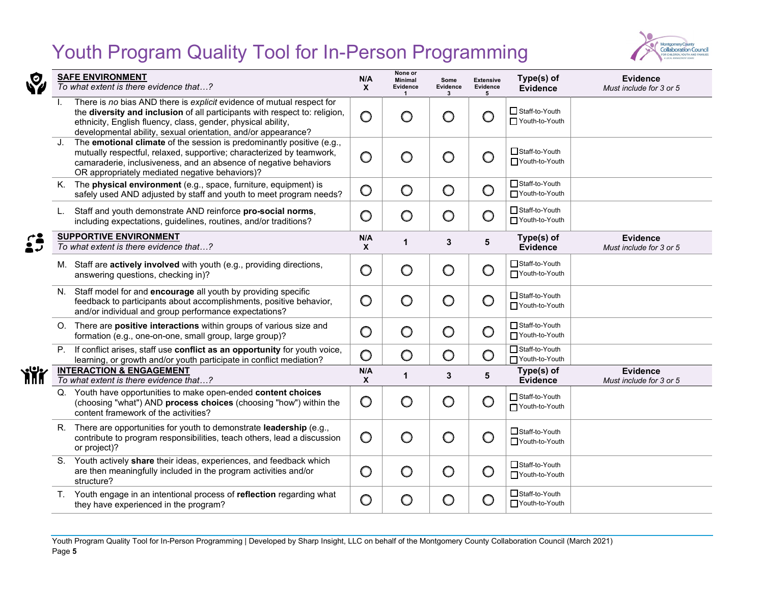# Youth Program Quality Tool for In-Person Programming

| **SAFE ENVIRONMENT**<br>*To what extent is there evidence that…?* | N/A<br>X | None or Minimal Evidence<br>1 | Some Evidence<br>3 | Extensive Evidence<br>5 | Type(s) of Evidence | Evidence<br>*Must include for 3 or 5* |
|---|---|---|---|---|---|---|
| I. There is *no* bias AND there is *explicit* evidence of mutual respect for the **diversity and inclusion** of all participants with respect to: religion, ethnicity, English fluency, class, gender, physical ability, developmental ability, sexual orientation, and/or appearance? | ○ | ○ | ○ | ○ | ☐ Staff-to-Youth<br>☐ Youth-to-Youth | |
| J. The **emotional climate** of the session is predominantly positive (e.g., mutually respectful, relaxed, supportive; characterized by teamwork, camaraderie, inclusiveness, and an absence of negative behaviors OR appropriately mediated negative behaviors)? | ○ | ○ | ○ | ○ | ☐ Staff-to-Youth<br>☐ Youth-to-Youth | |
| K. The **physical environment** (e.g., space, furniture, equipment) is safely used AND adjusted by staff and youth to meet program needs? | ○ | ○ | ○ | ○ | ☐ Staff-to-Youth<br>☐ Youth-to-Youth | |
| L. Staff and youth demonstrate AND reinforce **pro-social norms**, including expectations, guidelines, routines, and/or traditions? | ○ | ○ | ○ | ○ | ☐ Staff-to-Youth<br>☐ Youth-to-Youth | |

| **SUPPORTIVE ENVIRONMENT**<br>*To what extent is there evidence that…?* | N/A<br>X | 1 | 3 | 5 | Type(s) of Evidence | Evidence<br>*Must include for 3 or 5* |
|---|---|---|---|---|---|---|
| M. Staff are **actively involved** with youth (e.g., providing directions, answering questions, checking in)? | ○ | ○ | ○ | ○ | ☐ Staff-to-Youth<br>☐ Youth-to-Youth | |
| N. Staff model for and **encourage** all youth by providing specific feedback to participants about accomplishments, positive behavior, and/or individual and group performance expectations? | ○ | ○ | ○ | ○ | ☐ Staff-to-Youth<br>☐ Youth-to-Youth | |
| O. There are **positive interactions** within groups of various size and formation (e.g., one-on-one, small group, large group)? | ○ | ○ | ○ | ○ | ☐ Staff-to-Youth<br>☐ Youth-to-Youth | |
| P. If conflict arises, staff use **conflict as an opportunity** for youth voice, learning, or growth and/or youth participate in conflict mediation? | ○ | ○ | ○ | ○ | ☐ Staff-to-Youth<br>☐ Youth-to-Youth | |

| **INTERACTION & ENGAGEMENT**<br>*To what extent is there evidence that…?* | N/A<br>X | 1 | 3 | 5 | Type(s) of Evidence | Evidence<br>*Must include for 3 or 5* |
|---|---|---|---|---|---|---|
| Q. Youth have opportunities to make open-ended **content choices** (choosing "what") AND **process choices** (choosing "how") within the content framework of the activities? | ○ | ○ | ○ | ○ | ☐ Staff-to-Youth<br>☐ Youth-to-Youth | |
| R. There are opportunities for youth to demonstrate **leadership** (e.g., contribute to program responsibilities, teach others, lead a discussion or project)? | ○ | ○ | ○ | ○ | ☐ Staff-to-Youth<br>☐ Youth-to-Youth | |
| S. Youth actively **share** their ideas, experiences, and feedback which are then meaningfully included in the program activities and/or structure? | ○ | ○ | ○ | ○ | ☐ Staff-to-Youth<br>☐ Youth-to-Youth | |
| T. Youth engage in an intentional process of **reflection** regarding what they have experienced in the program? | ○ | ○ | ○ | ○ | ☐ Staff-to-Youth<br>☐ Youth-to-Youth | |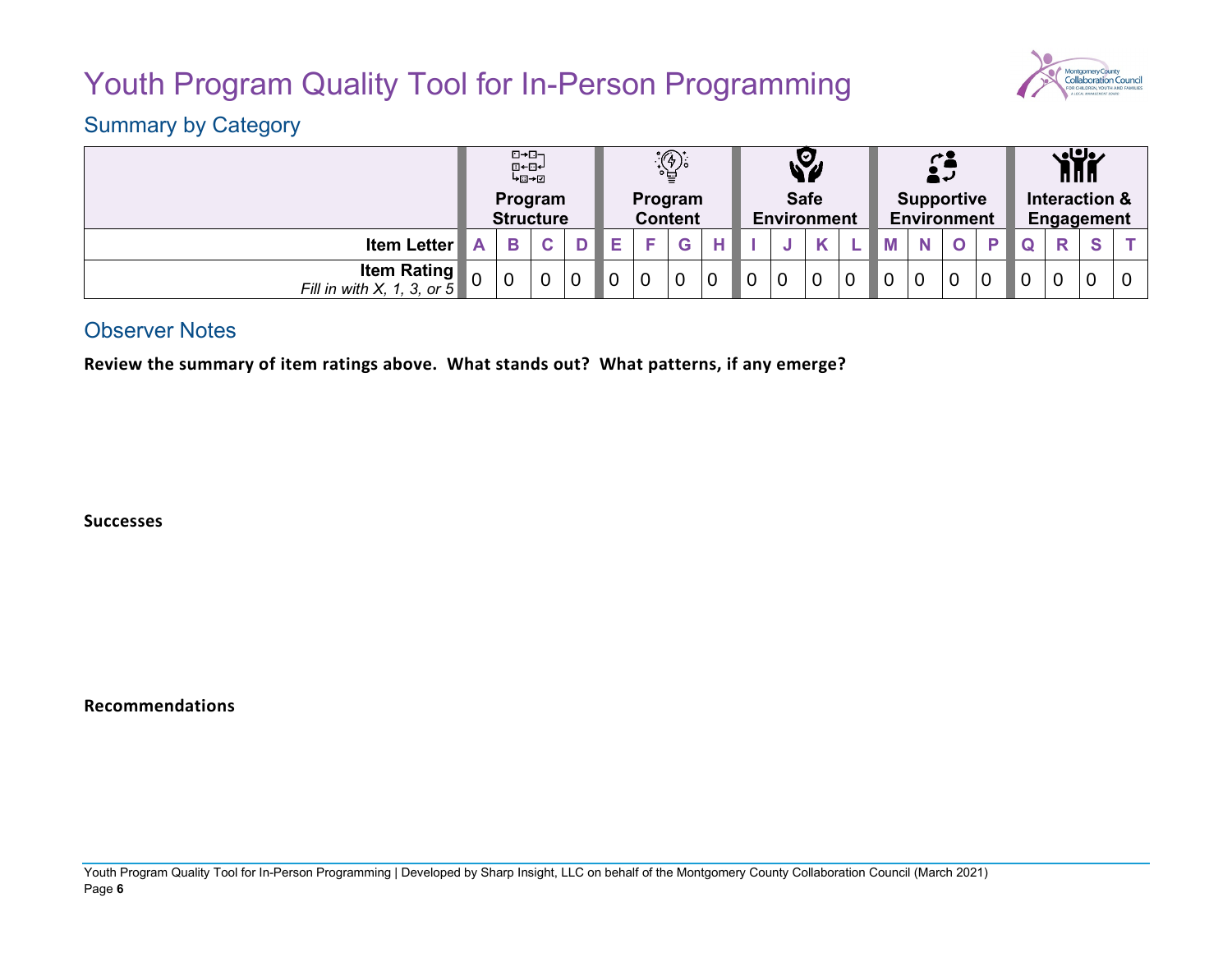# Youth Program Quality Tool for In-Person Programming

## Summary by Category

| | Program Structure | | | | Program Content | | | | Safe Environment | | | | Supportive Environment | | | | Interaction & Engagement | | | |
|---|---|---|---|---|---|---|---|---|---|---|---|---|---|---|---|---|---|---|---|---|
| **Item Letter** | A | B | C | D | E | F | G | H | I | J | K | L | M | N | O | P | Q | R | S | T |
| **Item Rating** *Fill in with X, 1, 3, or 5* | 0 | 0 | 0 | 0 | 0 | 0 | 0 | 0 | 0 | 0 | 0 | 0 | 0 | 0 | 0 | 0 | 0 | 0 | 0 | 0 |

## Observer Notes

**Review the summary of item ratings above. What stands out? What patterns, if any emerge?**

**Successes**

**Recommendations**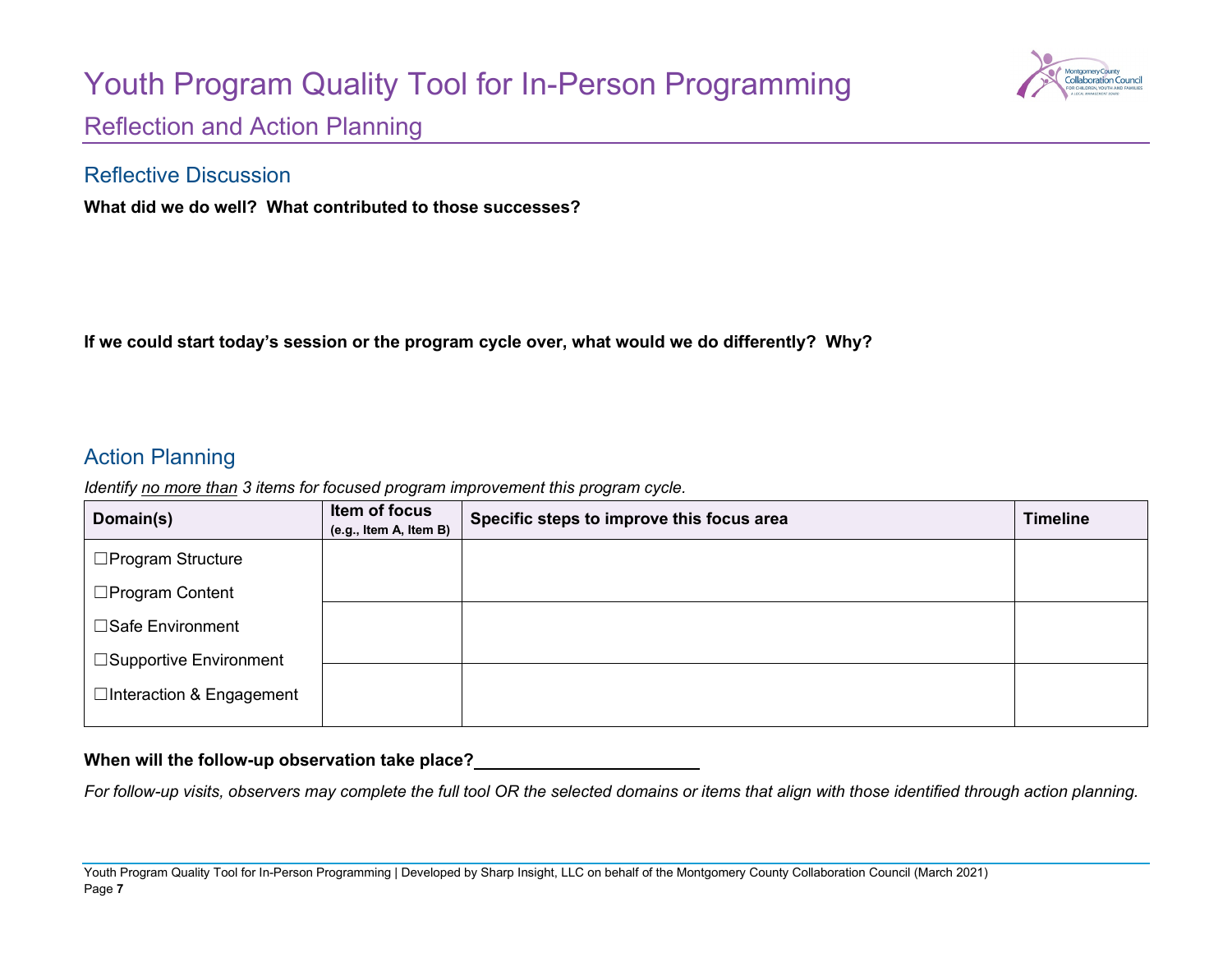# Youth Program Quality Tool for In-Person Programming

## Reflection and Action Planning

### Reflective Discussion

**What did we do well? What contributed to those successes?**

**If we could start today's session or the program cycle over, what would we do differently? Why?**

### Action Planning

*Identify no more than 3 items for focused program improvement this program cycle.*

| Domain(s) | Item of focus (e.g., Item A, Item B) | Specific steps to improve this focus area | Timeline |
|---|---|---|---|
| ☐Program Structure<br>☐Program Content<br>☐Safe Environment<br>☐Supportive Environment<br>☐Interaction & Engagement | | | |
| | | | |
| | | | |

**When will the follow-up observation take place?**\_\_\_\_\_\_\_\_\_\_\_\_\_\_\_\_\_\_\_\_\_\_\_\_

*For follow-up visits, observers may complete the full tool OR the selected domains or items that align with those identified through action planning.*

Youth Program Quality Tool for In-Person Programming | Developed by Sharp Insight, LLC on behalf of the Montgomery County Collaboration Council (March 2021)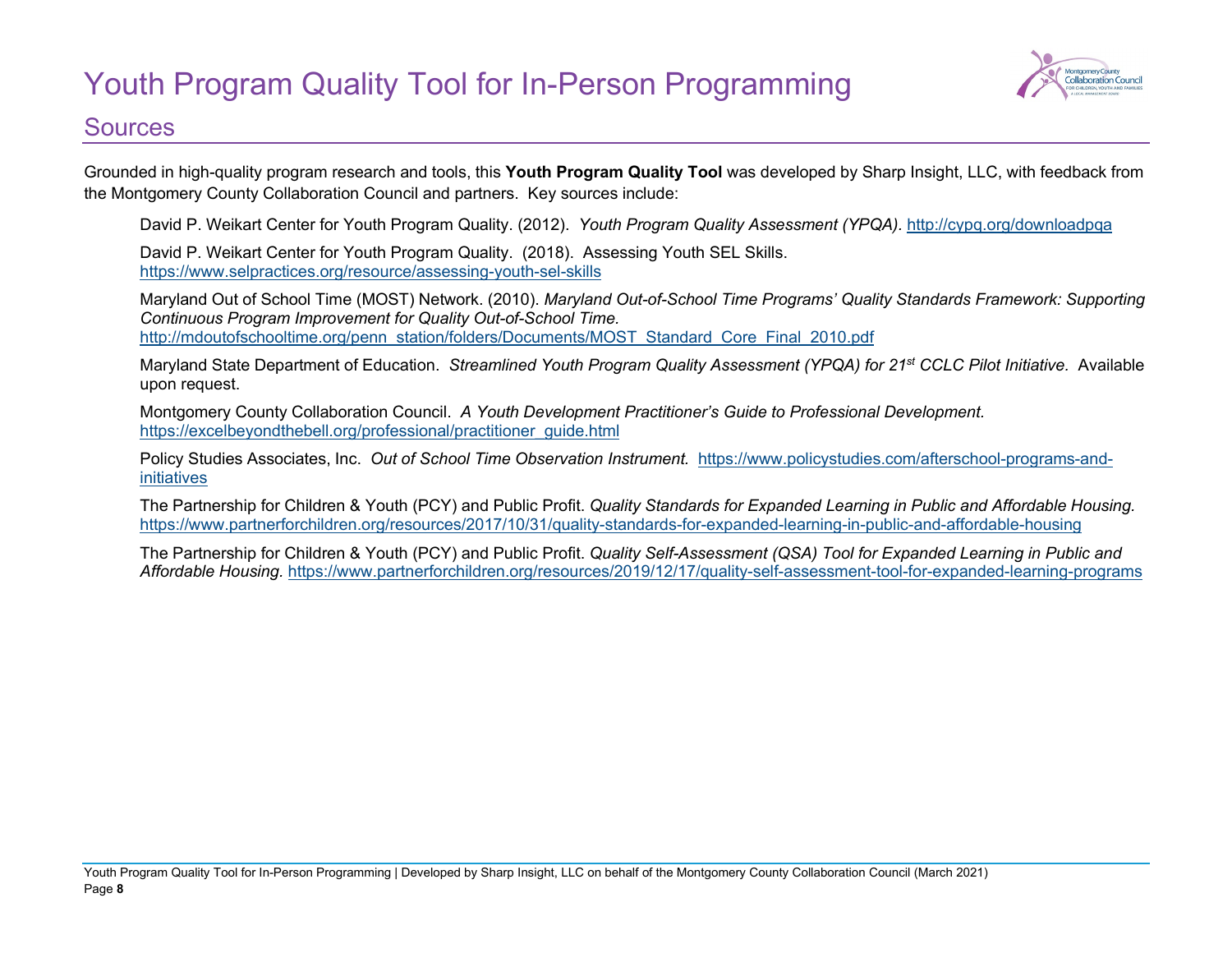# Youth Program Quality Tool for In-Person Programming

## Sources

Grounded in high-quality program research and tools, this **Youth Program Quality Tool** was developed by Sharp Insight, LLC, with feedback from the Montgomery County Collaboration Council and partners. Key sources include:

David P. Weikart Center for Youth Program Quality. (2012). *Youth Program Quality Assessment (YPQA).* http://cypq.org/downloadpqa

David P. Weikart Center for Youth Program Quality. (2018). Assessing Youth SEL Skills. https://www.selpractices.org/resource/assessing-youth-sel-skills

Maryland Out of School Time (MOST) Network. (2010). *Maryland Out-of-School Time Programs' Quality Standards Framework: Supporting Continuous Program Improvement for Quality Out-of-School Time.* http://mdoutofschooltime.org/penn_station/folders/Documents/MOST_Standard_Core_Final_2010.pdf

Maryland State Department of Education. *Streamlined Youth Program Quality Assessment (YPQA) for 21st CCLC Pilot Initiative.* Available upon request.

Montgomery County Collaboration Council. *A Youth Development Practitioner's Guide to Professional Development.* https://excelbeyondthebell.org/professional/practitioner_guide.html

Policy Studies Associates, Inc. *Out of School Time Observation Instrument.* https://www.policystudies.com/afterschool-programs-and-initiatives

The Partnership for Children & Youth (PCY) and Public Profit. *Quality Standards for Expanded Learning in Public and Affordable Housing.* https://www.partnerforchildren.org/resources/2017/10/31/quality-standards-for-expanded-learning-in-public-and-affordable-housing

The Partnership for Children & Youth (PCY) and Public Profit. *Quality Self-Assessment (QSA) Tool for Expanded Learning in Public and Affordable Housing.* https://www.partnerforchildren.org/resources/2019/12/17/quality-self-assessment-tool-for-expanded-learning-programs